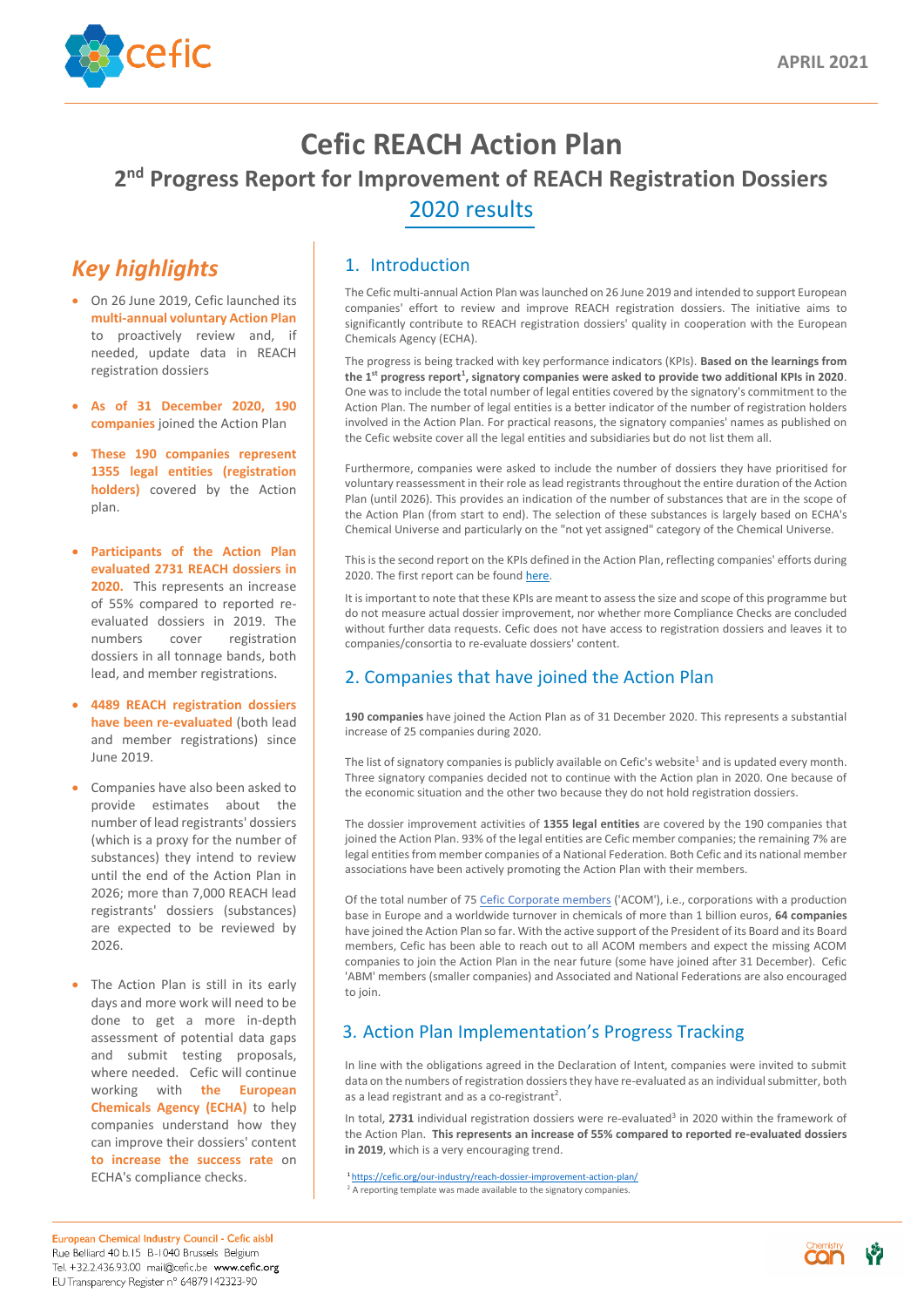APRIL 2021

# Cefic REACH Action Plan

## 2nd Progress Report for Improvement of REACH Registration Dossiers

### 2020 results

## *Key highlights*

- On 26 June 2019, Cefic launched its **multi-annual voluntary Action Plan** to proactively review and, if needed, update data in REACH registration dossiers
- **As of 31 December 2020, 190 companies** joined the Action Plan
- **These 190 companies represent 1355 legal entities (registration holders)** covered by the Action plan.
- **Participants of the Action Plan evaluated 2731 REACH dossiers in 2020.** This represents an increase of 55% compared to reported re-evaluated dossiers in 2019. The numbers cover registration dossiers in all tonnage bands, both lead, and member registrations.
- **4489 REACH registration dossiers have been re-evaluated** (both lead and member registrations) since June 2019.
- Companies have also been asked to provide estimates about the number of lead registrants' dossiers (which is a proxy for the number of substances) they intend to review until the end of the Action Plan in 2026; more than 7,000 REACH lead registrants' dossiers (substances) are expected to be reviewed by 2026.
- The Action Plan is still in its early days and more work will need to be done to get a more in-depth assessment of potential data gaps and submit testing proposals, where needed. Cefic will continue working with **the European Chemicals Agency (ECHA)** to help companies understand how they can improve their dossiers' content **to increase the success rate** on ECHA's compliance checks.

## 1. Introduction

The Cefic multi-annual Action Plan was launched on 26 June 2019 and intended to support European companies' effort to review and improve REACH registration dossiers. The initiative aims to significantly contribute to REACH registration dossiers' quality in cooperation with the European Chemicals Agency (ECHA).

The progress is being tracked with key performance indicators (KPIs). **Based on the learnings from the 1st progress report[1], signatory companies were asked to provide two additional KPIs in 2020**. One was to include the total number of legal entities covered by the signatory's commitment to the Action Plan. The number of legal entities is a better indicator of the number of registration holders involved in the Action Plan. For practical reasons, the signatory companies' names as published on the Cefic website cover all the legal entities and subsidiaries but do not list them all.

Furthermore, companies were asked to include the number of dossiers they have prioritised for voluntary reassessment in their role as lead registrants throughout the entire duration of the Action Plan (until 2026). This provides an indication of the number of substances that are in the scope of the Action Plan (from start to end). The selection of these substances is largely based on ECHA's Chemical Universe and particularly on the "not yet assigned" category of the Chemical Universe.

This is the second report on the KPIs defined in the Action Plan, reflecting companies' efforts during 2020. The first report can be found here.

It is important to note that these KPIs are meant to assess the size and scope of this programme but do not measure actual dossier improvement, nor whether more Compliance Checks are concluded without further data requests. Cefic does not have access to registration dossiers and leaves it to companies/consortia to re-evaluate dossiers' content.

## 2. Companies that have joined the Action Plan

**190 companies** have joined the Action Plan as of 31 December 2020. This represents a substantial increase of 25 companies during 2020.

The list of signatory companies is publicly available on Cefic's website[1] and is updated every month. Three signatory companies decided not to continue with the Action plan in 2020. One because of the economic situation and the other two because they do not hold registration dossiers.

The dossier improvement activities of **1355 legal entities** are covered by the 190 companies that joined the Action Plan. 93% of the legal entities are Cefic member companies; the remaining 7% are legal entities from member companies of a National Federation. Both Cefic and its national member associations have been actively promoting the Action Plan with their members.

Of the total number of 75 Cefic Corporate members ('ACOM'), i.e., corporations with a production base in Europe and a worldwide turnover in chemicals of more than 1 billion euros, **64 companies** have joined the Action Plan so far. With the active support of the President of its Board and its Board members, Cefic has been able to reach out to all ACOM members and expect the missing ACOM companies to join the Action Plan in the near future (some have joined after 31 December). Cefic 'ABM' members (smaller companies) and Associated and National Federations are also encouraged to join.

## 3. Action Plan Implementation's Progress Tracking

In line with the obligations agreed in the Declaration of Intent, companies were invited to submit data on the numbers of registration dossiers they have re-evaluated as an individual submitter, both as a lead registrant and as a co-registrant[2].

In total, **2731** individual registration dossiers were re-evaluated[3] in 2020 within the framework of the Action Plan. **This represents an increase of 55% compared to reported re-evaluated dossiers in 2019**, which is a very encouraging trend.

[1] https://cefic.org/our-industry/reach-dossier-improvement-action-plan/

[2] A reporting template was made available to the signatory companies.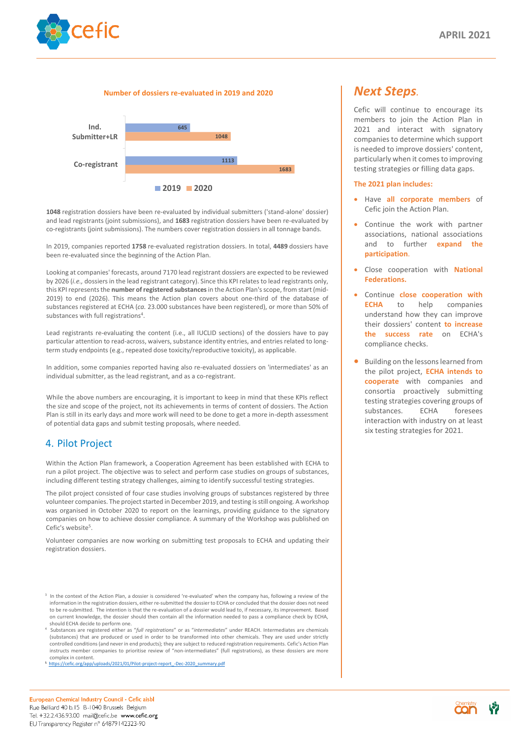**Number of dossiers re-evaluated in 2019 and 2020**

Ind. Submitter+LR
645
1048

Co-registrant
1113
1683

2019 2020

**1048** registration dossiers have been re-evaluated by individual submitters ('stand-alone' dossier) and lead registrants (joint submissions), and **1683** registration dossiers have been re-evaluated by co-registrants (joint submissions). The numbers cover registration dossiers in all tonnage bands.

In 2019, companies reported **1758** re-evaluated registration dossiers. In total, **4489** dossiers have been re-evaluated since the beginning of the Action Plan.

Looking at companies' forecasts, around 7170 lead registrant dossiers are expected to be reviewed by 2026 (*i.e.,* dossiers in the lead registrant category). Since this KPI relates to lead registrants only, this KPI represents the **number of registered substances** in the Action Plan's scope, from start (mid-2019) to end (2026). This means the Action plan covers about one-third of the database of substances registered at ECHA (*ca.* 23.000 substances have been registered), or more than 50% of substances with full registrations[4].

Lead registrants re-evaluating the content (i.e., all IUCLID sections) of the dossiers have to pay particular attention to read-across, waivers, substance identity entries, and entries related to long-term study endpoints (e.g., repeated dose toxicity/reproductive toxicity), as applicable.

In addition, some companies reported having also re-evaluated dossiers on 'intermediates' as an individual submitter, as the lead registrant, and as a co-registrant.

While the above numbers are encouraging, it is important to keep in mind that these KPIs reflect the size and scope of the project, not its achievements in terms of content of dossiers. The Action Plan is still in its early days and more work will need to be done to get a more in-depth assessment of potential data gaps and submit testing proposals, where needed.

## 4. Pilot Project

Within the Action Plan framework, a Cooperation Agreement has been established with ECHA to run a pilot project. The objective was to select and perform case studies on groups of substances, including different testing strategy challenges, aiming to identify successful testing strategies.

The pilot project consisted of four case studies involving groups of substances registered by three volunteer companies. The project started in December 2019, and testing is still ongoing. A workshop was organised in October 2020 to report on the learnings, providing guidance to the signatory companies on how to achieve dossier compliance. A summary of the Workshop was published on Cefic's website[5].

Volunteer companies are now working on submitting test proposals to ECHA and updating their registration dossiers.

## *Next Steps.*

Cefic will continue to encourage its members to join the Action Plan in 2021 and interact with signatory companies to determine which support is needed to improve dossiers' content, particularly when it comes to improving testing strategies or filling data gaps.

**The 2021 plan includes:**

- Have **all corporate members** of Cefic join the Action Plan.
- Continue the work with partner associations, national associations and to further **expand the participation**.
- Close cooperation with **National Federations.**
- Continue **close cooperation with ECHA** to help companies understand how they can improve their dossiers' content **to increase the success rate** on ECHA's compliance checks.
- Building on the lessons learned from the pilot project, **ECHA intends to cooperate** with companies and consortia proactively submitting testing strategies covering groups of substances. ECHA foresees interaction with industry on at least six testing strategies for 2021.

[3] In the context of the Action Plan, a dossier is considered 're-evaluated' when the company has, following a review of the information in the registration dossiers, either re-submitted the dossier to ECHA or concluded that the dossier does not need to be re-submitted. The intention is that the re-evaluation of a dossier would lead to, if necessary, its improvement. Based on current knowledge, the dossier should then contain all the information needed to pass a compliance check by ECHA, should ECHA decide to perform one.

[4] Substances are registered either as "*full registrations*" or as "*intermediates*" under REACH. Intermediates are chemicals (substances) that are produced or used in order to be transformed into other chemicals. They are used under strictly controlled conditions (and never in end products); they are subject to reduced registration requirements. Cefic's Action Plan instructs member companies to prioritise review of "non-intermediates" (full registrations), as these dossiers are more complex in content.

[5] https://cefic.org/app/uploads/2021/01/Pilot-project-report_-Dec-2020_summary.pdf